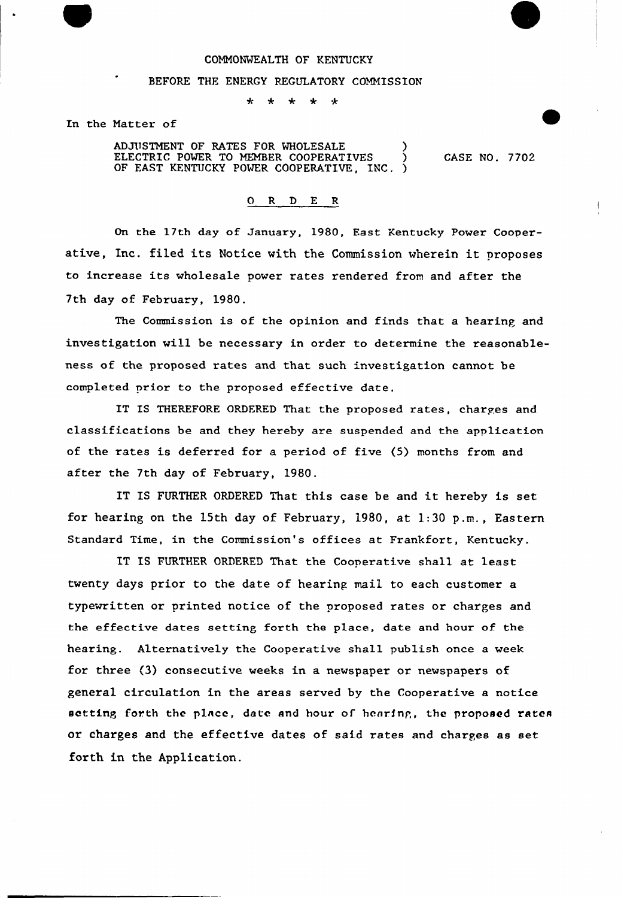COMMONWEALTH OF KENTUCKY

BEFORE THE ENERGY REGULATORY COMMISSION

\* \* \* \* \*

In the Matter of

ADJUSTMENT OF RATES FOR WHOLESALE ELECTRIC POWER TO MEMBER COOPERATIVES OF EAST KENTUCKY POWER COOPERATIVE, INC. ) CASE NO. 7702

## O R D E R

On the 17th day of January, 1980, East Kentucky Power Cooperative, Inc. filed its Notice with the Commission wherein it proposes to increase its wholesale power rates rendered from and after the 7th day of February, 1980.

The Commission is of the opinion and finds that a hearing and investigation will be necessary in order to determine the reasonableness of the proposed rates and that such investigation cannot be completed prior to the proposed effective date.

IT IS THEREFORE ORDERED That the proposed rates, charges and classifications be and they hereby are suspended and the application of the rates is deferred for a period of five (5) months from and after the 7th day of February, 1980.

IT IS FURTHER ORDERED That this case be and it hereby is set for hearing on the 15th day of February, 1980, at 1:30 p.m., Eastern Standard Time, in the Commission's offices at Frankfort, Kentucky.

IT IS FURTHER ORDERED That the Cooperative shall at least twenty days prior to the date of hearing mail to each customer a typewritten or printed notice of the proposed rates or charges and the effective dates setting forth the place, date and hour of the hearing. Alternatively the Cooperative shall publish once a week for three (3) consecutive weeks in a newspaper or newspapers of general circulation in the areas served by the Cooperative a notice setting forth the place, date and hour of hearing, the proposed rates or charges and the effective dates of said rates and charges as set forth in the Application.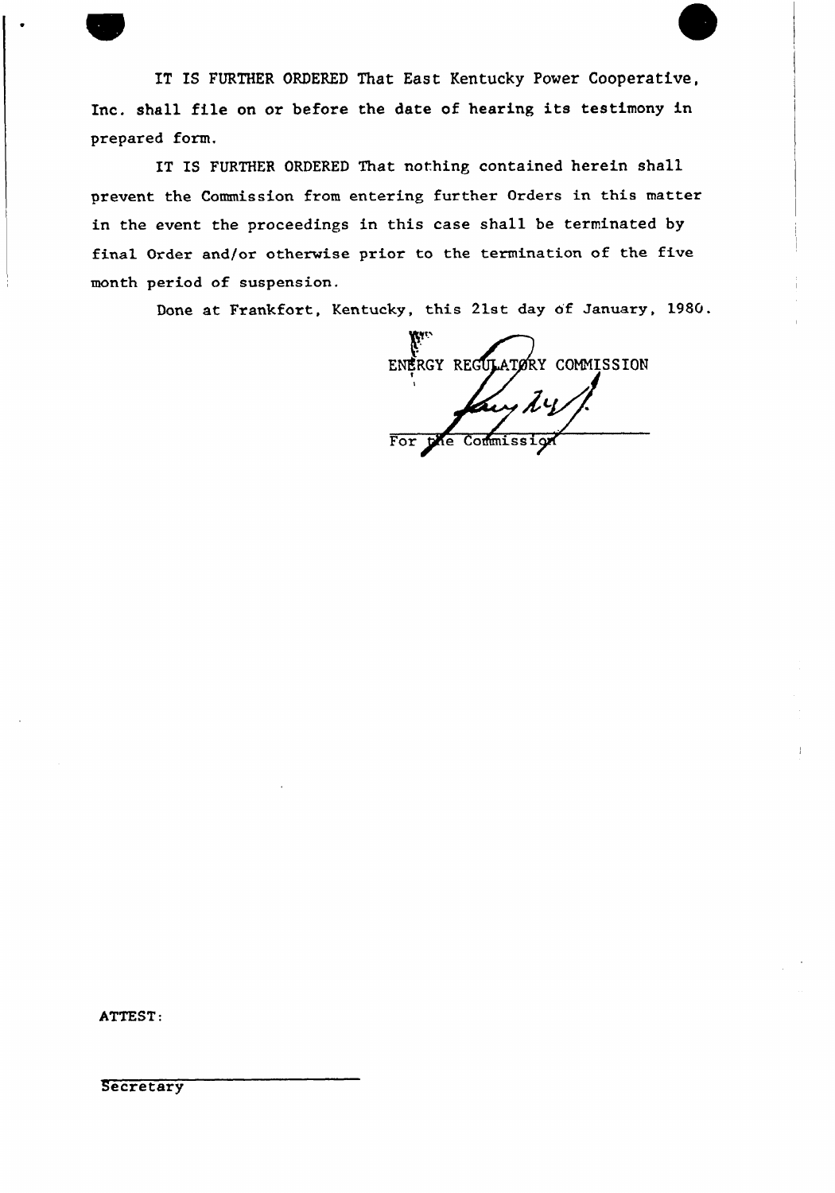IT IS FURTHER ORDERED That East Kentucky Power Cooperative, Inc. shall file on or before the date of hearing its testimony in prepared form.

IT IS FURTHER ORDERED That nothing contained herein shall prevent the Commission from entering further Orders in this matter in the event the proceedings in this case shall be terminated by final Order and/or otherwise prior to the termination of the five month period of suspension.

Done at Frankfort, Kentucky, this 21st day of January, 1980.

ENERGY REGULATORY COMMISSION

For the Commission

ATTEST:

Secretary